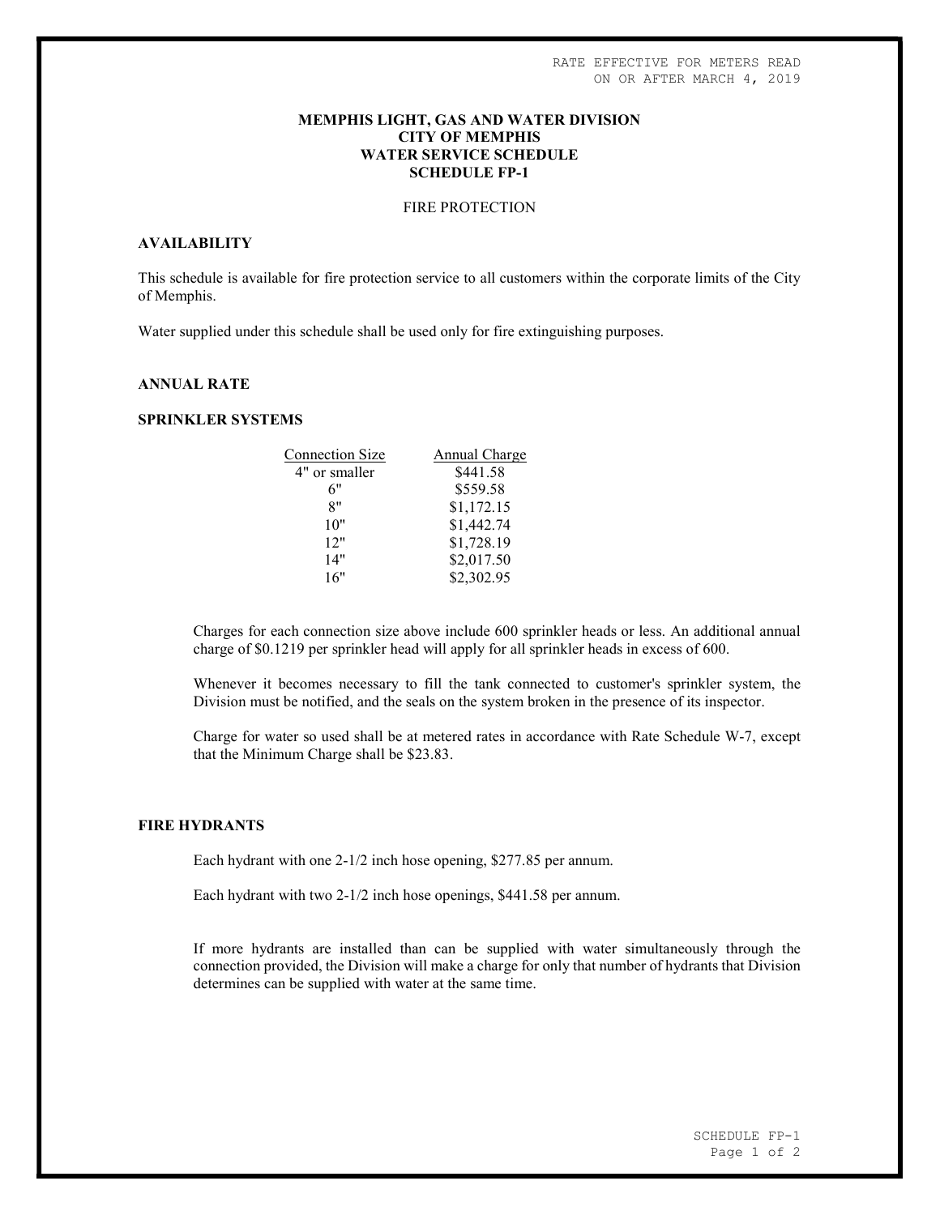RATE EFFECTIVE FOR METERS READ
ON OR AFTER MARCH 4, 2019

# MEMPHIS LIGHT, GAS AND WATER DIVISION
# CITY OF MEMPHIS
# WATER SERVICE SCHEDULE
# SCHEDULE FP-1

FIRE PROTECTION

## AVAILABILITY

This schedule is available for fire protection service to all customers within the corporate limits of the City of Memphis.

Water supplied under this schedule shall be used only for fire extinguishing purposes.

## ANNUAL RATE

## SPRINKLER SYSTEMS

| Connection Size | Annual Charge |
|---|---|
| 4" or smaller | $441.58 |
| 6" | $559.58 |
| 8" | $1,172.15 |
| 10" | $1,442.74 |
| 12" | $1,728.19 |
| 14" | $2,017.50 |
| 16" | $2,302.95 |

Charges for each connection size above include 600 sprinkler heads or less. An additional annual charge of $0.1219 per sprinkler head will apply for all sprinkler heads in excess of 600.

Whenever it becomes necessary to fill the tank connected to customer's sprinkler system, the Division must be notified, and the seals on the system broken in the presence of its inspector.

Charge for water so used shall be at metered rates in accordance with Rate Schedule W-7, except that the Minimum Charge shall be $23.83.

## FIRE HYDRANTS

Each hydrant with one 2-1/2 inch hose opening, $277.85 per annum.

Each hydrant with two 2-1/2 inch hose openings, $441.58 per annum.

If more hydrants are installed than can be supplied with water simultaneously through the connection provided, the Division will make a charge for only that number of hydrants that Division determines can be supplied with water at the same time.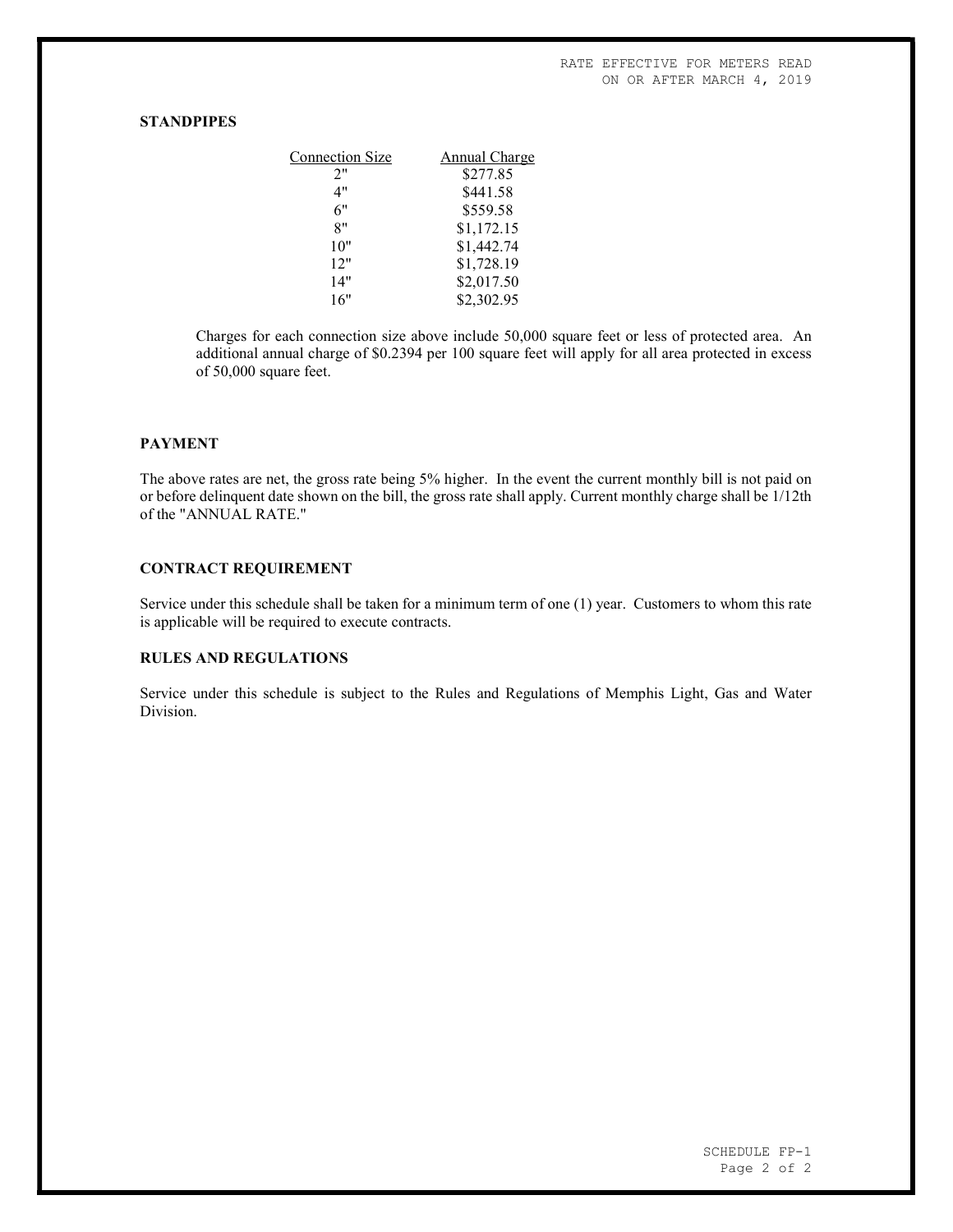RATE EFFECTIVE FOR METERS READ ON OR AFTER MARCH 4, 2019

**STANDPIPES**

| Connection Size | Annual Charge |
|---|---|
| 2" | $277.85 |
| 4" | $441.58 |
| 6" | $559.58 |
| 8" | $1,172.15 |
| 10" | $1,442.74 |
| 12" | $1,728.19 |
| 14" | $2,017.50 |
| 16" | $2,302.95 |

Charges for each connection size above include 50,000 square feet or less of protected area. An additional annual charge of $0.2394 per 100 square feet will apply for all area protected in excess of 50,000 square feet.

**PAYMENT**

The above rates are net, the gross rate being 5% higher. In the event the current monthly bill is not paid on or before delinquent date shown on the bill, the gross rate shall apply. Current monthly charge shall be 1/12th of the "ANNUAL RATE."

**CONTRACT REQUIREMENT**

Service under this schedule shall be taken for a minimum term of one (1) year. Customers to whom this rate is applicable will be required to execute contracts.

**RULES AND REGULATIONS**

Service under this schedule is subject to the Rules and Regulations of Memphis Light, Gas and Water Division.

SCHEDULE FP-1